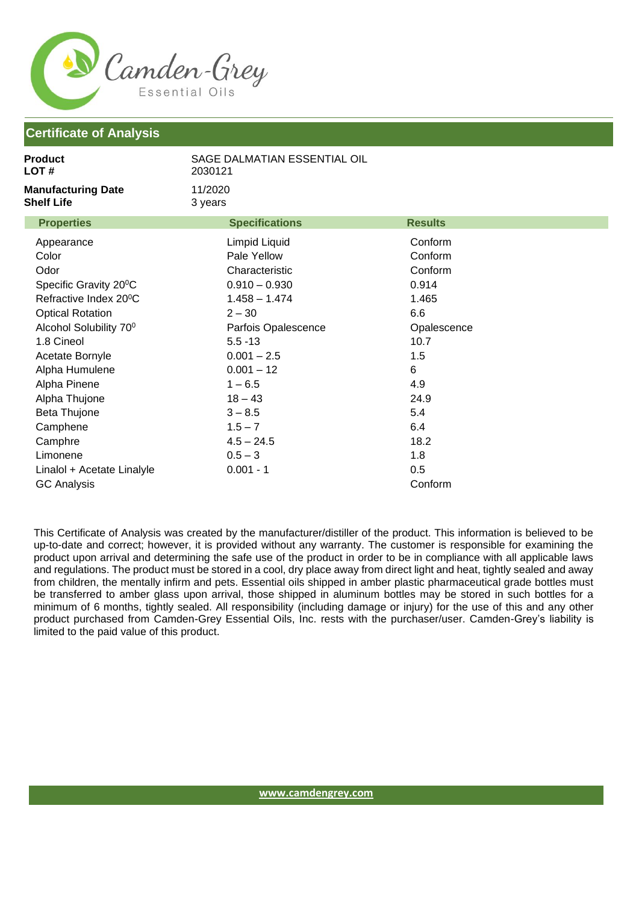Camden-Grey

Essential Oils

## Certificate of Analysis

**Product** SAGE DALMATIAN ESSENTIAL OIL
**LOT #** 2030121

**Manufacturing Date** 11/2020
**Shelf Life** 3 years

| Properties | Specifications | Results |
|---|---|---|
| Appearance | Limpid Liquid | Conform |
| Color | Pale Yellow | Conform |
| Odor | Characteristic | Conform |
| Specific Gravity 20⁰C | 0.910 – 0.930 | 0.914 |
| Refractive Index 20⁰C | 1.458 – 1.474 | 1.465 |
| Optical Rotation | 2 – 30 | 6.6 |
| Alcohol Solubility 70⁰ | Parfois Opalescence | Opalescence |
| 1.8 Cineol | 5.5 -13 | 10.7 |
| Acetate Bornyle | 0.001 – 2.5 | 1.5 |
| Alpha Humulene | 0.001 – 12 | 6 |
| Alpha Pinene | 1 – 6.5 | 4.9 |
| Alpha Thujone | 18 – 43 | 24.9 |
| Beta Thujone | 3 – 8.5 | 5.4 |
| Camphene | 1.5 – 7 | 6.4 |
| Camphre | 4.5 – 24.5 | 18.2 |
| Limonene | 0.5 – 3 | 1.8 |
| Linalol + Acetate Linalyle | 0.001 - 1 | 0.5 |
| GC Analysis | | Conform |

This Certificate of Analysis was created by the manufacturer/distiller of the product. This information is believed to be up-to-date and correct; however, it is provided without any warranty. The customer is responsible for examining the product upon arrival and determining the safe use of the product in order to be in compliance with all applicable laws and regulations. The product must be stored in a cool, dry place away from direct light and heat, tightly sealed and away from children, the mentally infirm and pets. Essential oils shipped in amber plastic pharmaceutical grade bottles must be transferred to amber glass upon arrival, those shipped in aluminum bottles may be stored in such bottles for a minimum of 6 months, tightly sealed. All responsibility (including damage or injury) for the use of this and any other product purchased from Camden-Grey Essential Oils, Inc. rests with the purchaser/user. Camden-Grey's liability is limited to the paid value of this product.

www.camdengrey.com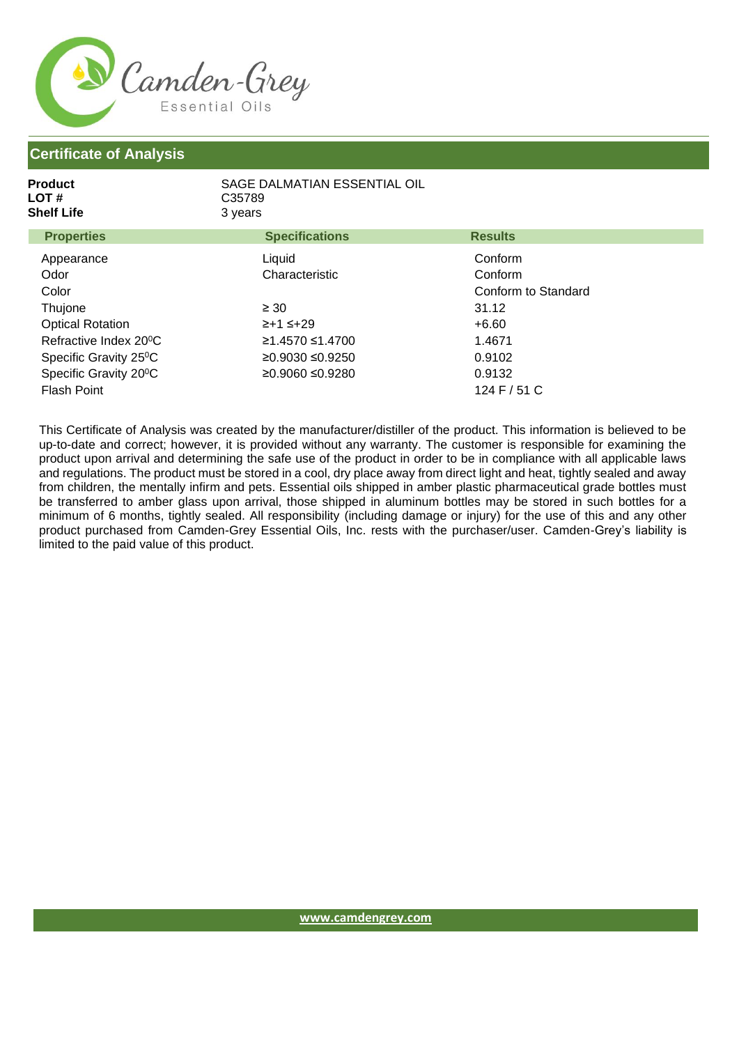## Certificate of Analysis

**Product** SAGE DALMATIAN ESSENTIAL OIL
**LOT #** C35789
**Shelf Life** 3 years

| Properties | Specifications | Results |
|---|---|---|
| Appearance | Liquid | Conform |
| Odor | Characteristic | Conform |
| Color | | Conform to Standard |
| Thujone | ≥ 30 | 31.12 |
| Optical Rotation | ≥+1 ≤+29 | +6.60 |
| Refractive Index 20⁰C | ≥1.4570 ≤1.4700 | 1.4671 |
| Specific Gravity 25⁰C | ≥0.9030 ≤0.9250 | 0.9102 |
| Specific Gravity 20⁰C | ≥0.9060 ≤0.9280 | 0.9132 |
| Flash Point | | 124 F / 51 C |

This Certificate of Analysis was created by the manufacturer/distiller of the product. This information is believed to be up-to-date and correct; however, it is provided without any warranty. The customer is responsible for examining the product upon arrival and determining the safe use of the product in order to be in compliance with all applicable laws and regulations. The product must be stored in a cool, dry place away from direct light and heat, tightly sealed and away from children, the mentally infirm and pets. Essential oils shipped in amber plastic pharmaceutical grade bottles must be transferred to amber glass upon arrival, those shipped in aluminum bottles may be stored in such bottles for a minimum of 6 months, tightly sealed. All responsibility (including damage or injury) for the use of this and any other product purchased from Camden-Grey Essential Oils, Inc. rests with the purchaser/user. Camden-Grey's liability is limited to the paid value of this product.

www.camdengrey.com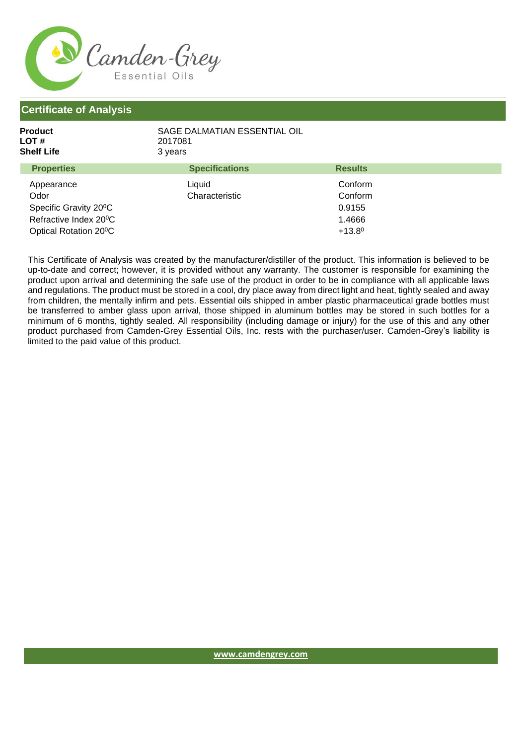Camden-Grey Essential Oils

## Certificate of Analysis

| | |
|---|---|
| **Product** | SAGE DALMATIAN ESSENTIAL OIL |
| **LOT #** | 2017081 |
| **Shelf Life** | 3 years |

| Properties | Specifications | Results |
|---|---|---|
| Appearance | Liquid | Conform |
| Odor | Characteristic | Conform |
| Specific Gravity 20⁰C | | 0.9155 |
| Refractive Index 20⁰C | | 1.4666 |
| Optical Rotation 20⁰C | | +13.8⁰ |

This Certificate of Analysis was created by the manufacturer/distiller of the product. This information is believed to be up-to-date and correct; however, it is provided without any warranty. The customer is responsible for examining the product upon arrival and determining the safe use of the product in order to be in compliance with all applicable laws and regulations. The product must be stored in a cool, dry place away from direct light and heat, tightly sealed and away from children, the mentally infirm and pets. Essential oils shipped in amber plastic pharmaceutical grade bottles must be transferred to amber glass upon arrival, those shipped in aluminum bottles may be stored in such bottles for a minimum of 6 months, tightly sealed. All responsibility (including damage or injury) for the use of this and any other product purchased from Camden-Grey Essential Oils, Inc. rests with the purchaser/user. Camden-Grey's liability is limited to the paid value of this product.

www.camdengrey.com